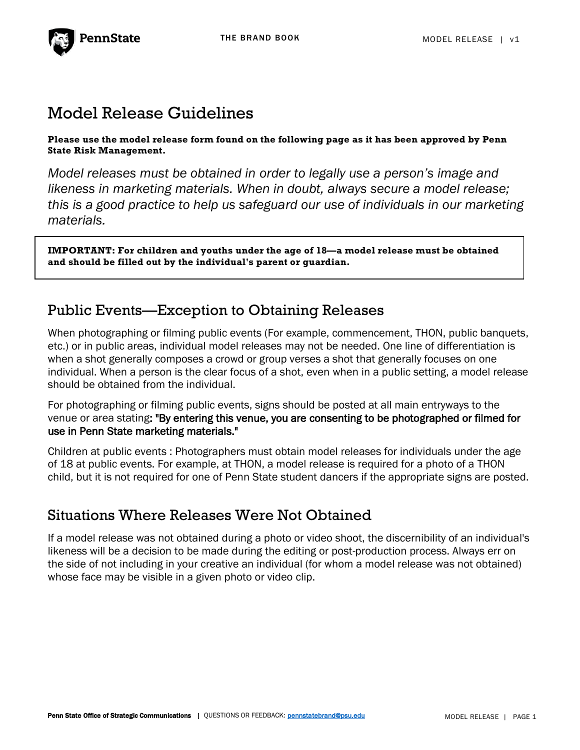# Model Release Guidelines

**Please use the model release form found on the following page as it has been approved by Penn State Risk Management.**

*Model releases must be obtained in order to legally use a person's image and likeness in marketing materials. When in doubt, always secure a model release; this is a good practice to help us safeguard our use of individuals in our marketing materials.*

**IMPORTANT: For children and youths under the age of 18—a model release must be obtained and should be filled out by the individual's parent or guardian.**

## Public Events—Exception to Obtaining Releases

When photographing or filming public events (For example, commencement, THON, public banquets, etc.) or in public areas, individual model releases may not be needed. One line of differentiation is when a shot generally composes a crowd or group verses a shot that generally focuses on one individual. When a person is the clear focus of a shot, even when in a public setting, a model release should be obtained from the individual.

For photographing or filming public events, signs should be posted at all main entryways to the venue or area stating: "By entering this venue, you are consenting to be photographed or filmed for use in Penn State marketing materials."

Children at public events : Photographers must obtain model releases for individuals under the age of 18 at public events. For example, at THON, a model release is required for a photo of a THON child, but it is not required for one of Penn State student dancers if the appropriate signs are posted.

## Situations Where Releases Were Not Obtained

If a model release was not obtained during a photo or video shoot, the discernibility of an individual's likeness will be a decision to be made during the editing or post-production process. Always err on the side of not including in your creative an individual (for whom a model release was not obtained) whose face may be visible in a given photo or video clip.

Penn State Office of Strategic Communications | QUESTIONS OR FEEDBACK: pennstatebrand@psu.edu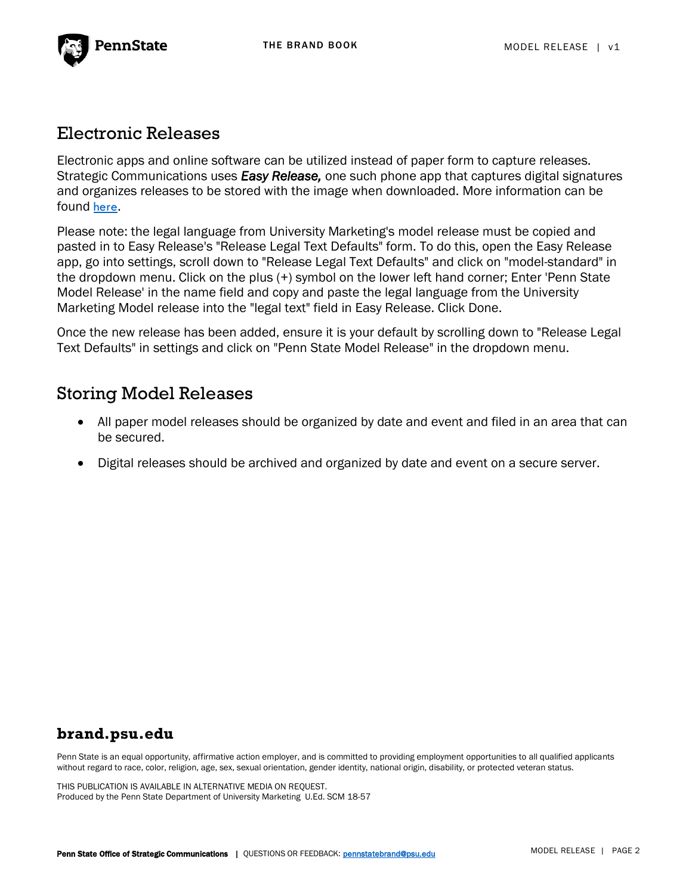## Electronic Releases

Electronic apps and online software can be utilized instead of paper form to capture releases. Strategic Communications uses ***Easy Release,*** one such phone app that captures digital signatures and organizes releases to be stored with the image when downloaded. More information can be found here.

Please note: the legal language from University Marketing's model release must be copied and pasted in to Easy Release's "Release Legal Text Defaults" form. To do this, open the Easy Release app, go into settings, scroll down to "Release Legal Text Defaults" and click on "model-standard" in the dropdown menu. Click on the plus (+) symbol on the lower left hand corner; Enter 'Penn State Model Release' in the name field and copy and paste the legal language from the University Marketing Model release into the "legal text" field in Easy Release. Click Done.

Once the new release has been added, ensure it is your default by scrolling down to "Release Legal Text Defaults" in settings and click on "Penn State Model Release" in the dropdown menu.

## Storing Model Releases

- All paper model releases should be organized by date and event and filed in an area that can be secured.
- Digital releases should be archived and organized by date and event on a secure server.

**brand.psu.edu**

Penn State is an equal opportunity, affirmative action employer, and is committed to providing employment opportunities to all qualified applicants without regard to race, color, religion, age, sex, sexual orientation, gender identity, national origin, disability, or protected veteran status.

THIS PUBLICATION IS AVAILABLE IN ALTERNATIVE MEDIA ON REQUEST.
Produced by the Penn State Department of University Marketing U.Ed. SCM 18-57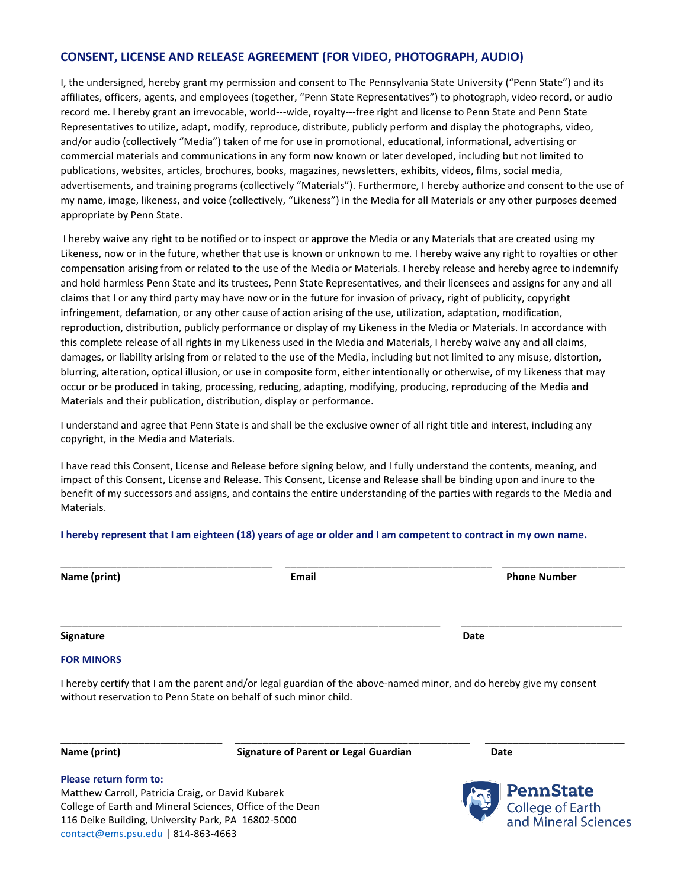## CONSENT, LICENSE AND RELEASE AGREEMENT (FOR VIDEO, PHOTOGRAPH, AUDIO)

I, the undersigned, hereby grant my permission and consent to The Pennsylvania State University ("Penn State") and its affiliates, officers, agents, and employees (together, "Penn State Representatives") to photograph, video record, or audio record me. I hereby grant an irrevocable, world---wide, royalty---free right and license to Penn State and Penn State Representatives to utilize, adapt, modify, reproduce, distribute, publicly perform and display the photographs, video, and/or audio (collectively "Media") taken of me for use in promotional, educational, informational, advertising or commercial materials and communications in any form now known or later developed, including but not limited to publications, websites, articles, brochures, books, magazines, newsletters, exhibits, videos, films, social media, advertisements, and training programs (collectively "Materials"). Furthermore, I hereby authorize and consent to the use of my name, image, likeness, and voice (collectively, "Likeness") in the Media for all Materials or any other purposes deemed appropriate by Penn State.

I hereby waive any right to be notified or to inspect or approve the Media or any Materials that are created using my Likeness, now or in the future, whether that use is known or unknown to me. I hereby waive any right to royalties or other compensation arising from or related to the use of the Media or Materials. I hereby release and hereby agree to indemnify and hold harmless Penn State and its trustees, Penn State Representatives, and their licensees and assigns for any and all claims that I or any third party may have now or in the future for invasion of privacy, right of publicity, copyright infringement, defamation, or any other cause of action arising of the use, utilization, adaptation, modification, reproduction, distribution, publicly performance or display of my Likeness in the Media or Materials. In accordance with this complete release of all rights in my Likeness used in the Media and Materials, I hereby waive any and all claims, damages, or liability arising from or related to the use of the Media, including but not limited to any misuse, distortion, blurring, alteration, optical illusion, or use in composite form, either intentionally or otherwise, of my Likeness that may occur or be produced in taking, processing, reducing, adapting, modifying, producing, reproducing of the Media and Materials and their publication, distribution, display or performance.

I understand and agree that Penn State is and shall be the exclusive owner of all right title and interest, including any copyright, in the Media and Materials.

I have read this Consent, License and Release before signing below, and I fully understand the contents, meaning, and impact of this Consent, License and Release. This Consent, License and Release shall be binding upon and inure to the benefit of my successors and assigns, and contains the entire understanding of the parties with regards to the Media and Materials.

**I hereby represent that I am eighteen (18) years of age or older and I am competent to contract in my own name.**

\_\_\_\_\_\_\_\_\_\_\_\_\_\_\_\_\_\_\_\_\_\_\_\_\_\_\_\_\_\_ \_\_\_\_\_\_\_\_\_\_\_\_\_\_\_\_\_\_\_\_\_\_\_\_\_\_\_\_\_\_ \_\_\_\_\_\_\_\_\_\_\_\_\_\_\_\_\_\_\_\_

**Name (print)** **Email** **Phone Number**

\_\_\_\_\_\_\_\_\_\_\_\_\_\_\_\_\_\_\_\_\_\_\_\_\_\_\_\_\_\_\_\_\_\_\_\_\_\_\_\_\_\_\_\_\_\_\_\_\_\_\_\_ \_\_\_\_\_\_\_\_\_\_\_\_\_\_\_\_\_\_\_\_\_\_\_\_

**Signature** **Date**

**FOR MINORS**

I hereby certify that I am the parent and/or legal guardian of the above-named minor, and do hereby give my consent without reservation to Penn State on behalf of such minor child.

\_\_\_\_\_\_\_\_\_\_\_\_\_\_\_\_\_\_\_\_\_\_\_\_ \_\_\_\_\_\_\_\_\_\_\_\_\_\_\_\_\_\_\_\_\_\_\_\_\_\_\_\_\_\_\_\_\_\_\_\_ \_\_\_\_\_\_\_\_\_\_\_\_\_\_\_\_\_\_\_\_\_\_\_

**Name (print)** **Signature of Parent or Legal Guardian** **Date**

**Please return form to:**
Matthew Carroll, Patricia Craig, or David Kubarek
College of Earth and Mineral Sciences, Office of the Dean
116 Deike Building, University Park, PA 16802-5000
contact@ems.psu.edu | 814-863-4663

PennState
College of Earth and Mineral Sciences